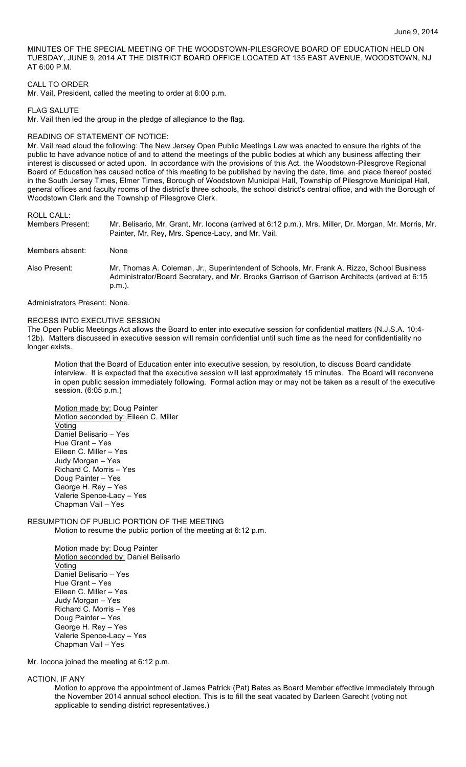June 9, 2014

MINUTES OF THE SPECIAL MEETING OF THE WOODSTOWN-PILESGROVE BOARD OF EDUCATION HELD ON TUESDAY, JUNE 9, 2014 AT THE DISTRICT BOARD OFFICE LOCATED AT 135 EAST AVENUE, WOODSTOWN, NJ AT 6:00 P.M.

CALL TO ORDER

Mr. Vail, President, called the meeting to order at 6:00 p.m.

FLAG SALUTE

Mr. Vail then led the group in the pledge of allegiance to the flag.

READING OF STATEMENT OF NOTICE:

Mr. Vail read aloud the following: The New Jersey Open Public Meetings Law was enacted to ensure the rights of the public to have advance notice of and to attend the meetings of the public bodies at which any business affecting their interest is discussed or acted upon. In accordance with the provisions of this Act, the Woodstown-Pilesgrove Regional Board of Education has caused notice of this meeting to be published by having the date, time, and place thereof posted in the South Jersey Times, Elmer Times, Borough of Woodstown Municipal Hall, Township of Pilesgrove Municipal Hall, general offices and faculty rooms of the district's three schools, the school district's central office, and with the Borough of Woodstown Clerk and the Township of Pilesgrove Clerk.

ROLL CALL:

Members Present: Mr. Belisario, Mr. Grant, Mr. Iocona (arrived at 6:12 p.m.), Mrs. Miller, Dr. Morgan, Mr. Morris, Mr. Painter, Mr. Rey, Mrs. Spence-Lacy, and Mr. Vail.

Members absent: None

Also Present: Mr. Thomas A. Coleman, Jr., Superintendent of Schools, Mr. Frank A. Rizzo, School Business Administrator/Board Secretary, and Mr. Brooks Garrison of Garrison Architects (arrived at 6:15 p.m.).

Administrators Present: None.

RECESS INTO EXECUTIVE SESSION

The Open Public Meetings Act allows the Board to enter into executive session for confidential matters (N.J.S.A. 10:4-12b). Matters discussed in executive session will remain confidential until such time as the need for confidentiality no longer exists.

Motion that the Board of Education enter into executive session, by resolution, to discuss Board candidate interview. It is expected that the executive session will last approximately 15 minutes. The Board will reconvene in open public session immediately following. Formal action may or may not be taken as a result of the executive session. (6:05 p.m.)

Motion made by: Doug Painter
Motion seconded by: Eileen C. Miller
Voting
Daniel Belisario – Yes
Hue Grant – Yes
Eileen C. Miller – Yes
Judy Morgan – Yes
Richard C. Morris – Yes
Doug Painter – Yes
George H. Rey – Yes
Valerie Spence-Lacy – Yes
Chapman Vail – Yes

RESUMPTION OF PUBLIC PORTION OF THE MEETING

Motion to resume the public portion of the meeting at 6:12 p.m.

Motion made by: Doug Painter
Motion seconded by: Daniel Belisario
Voting
Daniel Belisario – Yes
Hue Grant – Yes
Eileen C. Miller – Yes
Judy Morgan – Yes
Richard C. Morris – Yes
Doug Painter – Yes
George H. Rey – Yes
Valerie Spence-Lacy – Yes
Chapman Vail – Yes

Mr. Iocona joined the meeting at 6:12 p.m.

ACTION, IF ANY

Motion to approve the appointment of James Patrick (Pat) Bates as Board Member effective immediately through the November 2014 annual school election. This is to fill the seat vacated by Darleen Garecht (voting not applicable to sending district representatives.)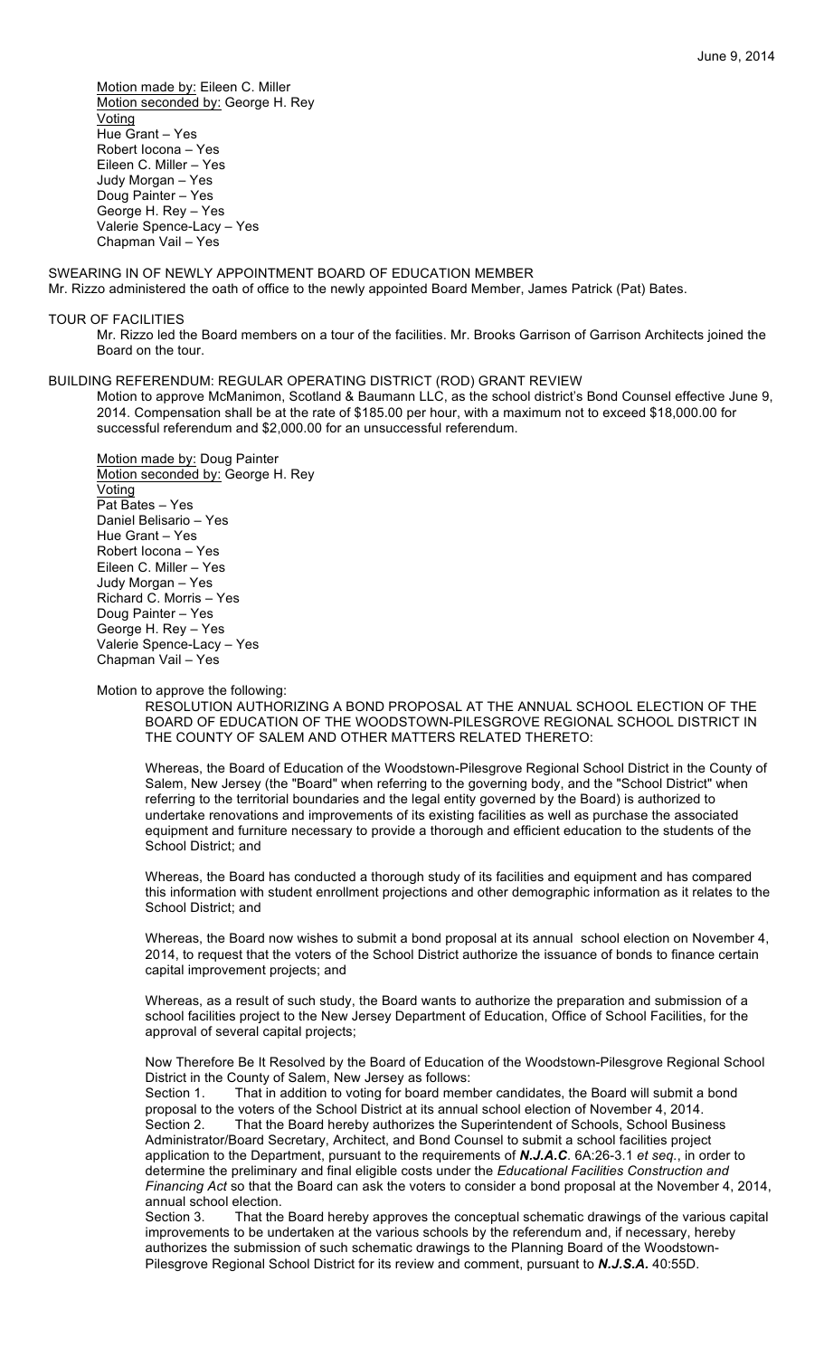Motion made by: Eileen C. Miller
Motion seconded by: George H. Rey
Voting
Hue Grant – Yes
Robert Iocona – Yes
Eileen C. Miller – Yes
Judy Morgan – Yes
Doug Painter – Yes
George H. Rey – Yes
Valerie Spence-Lacy – Yes
Chapman Vail – Yes

SWEARING IN OF NEWLY APPOINTMENT BOARD OF EDUCATION MEMBER
Mr. Rizzo administered the oath of office to the newly appointed Board Member, James Patrick (Pat) Bates.

TOUR OF FACILITIES
Mr. Rizzo led the Board members on a tour of the facilities. Mr. Brooks Garrison of Garrison Architects joined the Board on the tour.

BUILDING REFERENDUM: REGULAR OPERATING DISTRICT (ROD) GRANT REVIEW
Motion to approve McManimon, Scotland & Baumann LLC, as the school district's Bond Counsel effective June 9, 2014. Compensation shall be at the rate of $185.00 per hour, with a maximum not to exceed $18,000.00 for successful referendum and $2,000.00 for an unsuccessful referendum.

Motion made by: Doug Painter
Motion seconded by: George H. Rey
Voting
Pat Bates – Yes
Daniel Belisario – Yes
Hue Grant – Yes
Robert Iocona – Yes
Eileen C. Miller – Yes
Judy Morgan – Yes
Richard C. Morris – Yes
Doug Painter – Yes
George H. Rey – Yes
Valerie Spence-Lacy – Yes
Chapman Vail – Yes

Motion to approve the following:

RESOLUTION AUTHORIZING A BOND PROPOSAL AT THE ANNUAL SCHOOL ELECTION OF THE BOARD OF EDUCATION OF THE WOODSTOWN-PILESGROVE REGIONAL SCHOOL DISTRICT IN THE COUNTY OF SALEM AND OTHER MATTERS RELATED THERETO:

Whereas, the Board of Education of the Woodstown-Pilesgrove Regional School District in the County of Salem, New Jersey (the "Board" when referring to the governing body, and the "School District" when referring to the territorial boundaries and the legal entity governed by the Board) is authorized to undertake renovations and improvements of its existing facilities as well as purchase the associated equipment and furniture necessary to provide a thorough and efficient education to the students of the School District; and

Whereas, the Board has conducted a thorough study of its facilities and equipment and has compared this information with student enrollment projections and other demographic information as it relates to the School District; and

Whereas, the Board now wishes to submit a bond proposal at its annual school election on November 4, 2014, to request that the voters of the School District authorize the issuance of bonds to finance certain capital improvement projects; and

Whereas, as a result of such study, the Board wants to authorize the preparation and submission of a school facilities project to the New Jersey Department of Education, Office of School Facilities, for the approval of several capital projects;

Now Therefore Be It Resolved by the Board of Education of the Woodstown-Pilesgrove Regional School District in the County of Salem, New Jersey as follows:

Section 1. That in addition to voting for board member candidates, the Board will submit a bond proposal to the voters of the School District at its annual school election of November 4, 2014.

Section 2. That the Board hereby authorizes the Superintendent of Schools, School Business Administrator/Board Secretary, Architect, and Bond Counsel to submit a school facilities project application to the Department, pursuant to the requirements of ***N.J.A.C***. 6A:26-3.1 *et seq.*, in order to determine the preliminary and final eligible costs under the *Educational Facilities Construction and Financing Act* so that the Board can ask the voters to consider a bond proposal at the November 4, 2014, annual school election.

Section 3. That the Board hereby approves the conceptual schematic drawings of the various capital improvements to be undertaken at the various schools by the referendum and, if necessary, hereby authorizes the submission of such schematic drawings to the Planning Board of the Woodstown-Pilesgrove Regional School District for its review and comment, pursuant to ***N.J.S.A.*** 40:55D.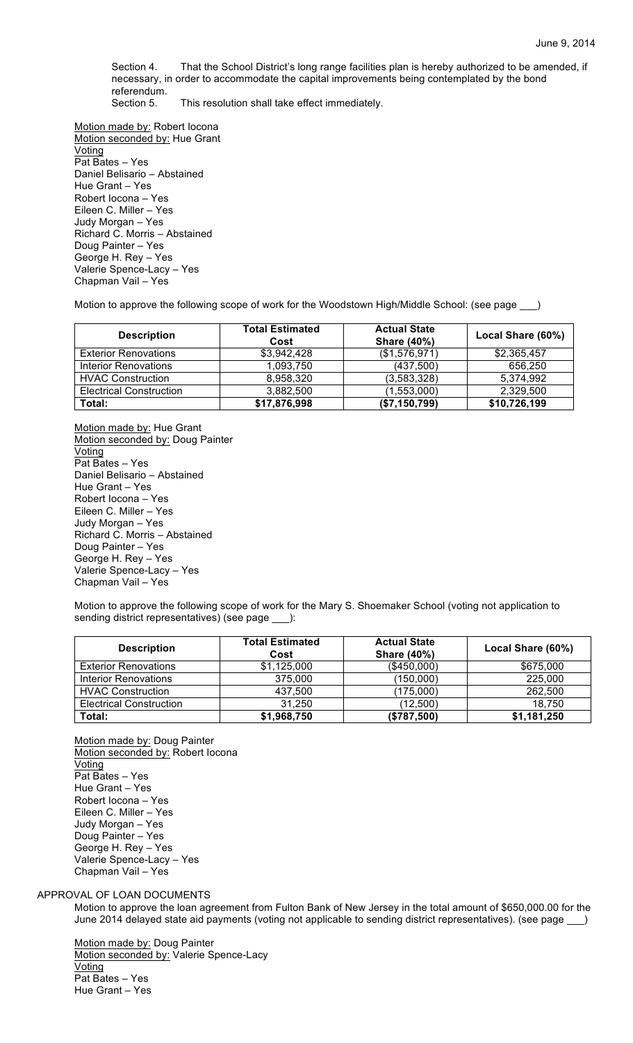Section 4. That the School District's long range facilities plan is hereby authorized to be amended, if necessary, in order to accommodate the capital improvements being contemplated by the bond referendum.

Section 5. This resolution shall take effect immediately.

Motion made by: Robert Iocona
Motion seconded by: Hue Grant
Voting
Pat Bates – Yes
Daniel Belisario – Abstained
Hue Grant – Yes
Robert Iocona – Yes
Eileen C. Miller – Yes
Judy Morgan – Yes
Richard C. Morris – Abstained
Doug Painter – Yes
George H. Rey – Yes
Valerie Spence-Lacy – Yes
Chapman Vail – Yes

Motion to approve the following scope of work for the Woodstown High/Middle School: (see page ___)

| Description | Total Estimated Cost | Actual State Share (40%) | Local Share (60%) |
|---|---|---|---|
| Exterior Renovations | $3,942,428 | ($1,576,971) | $2,365,457 |
| Interior Renovations | 1,093,750 | (437,500) | 656,250 |
| HVAC Construction | 8,958,320 | (3,583,328) | 5,374,992 |
| Electrical Construction | 3,882,500 | (1,553,000) | 2,329,500 |
| **Total:** | **$17,876,998** | **($7,150,799)** | **$10,726,199** |

Motion made by: Hue Grant
Motion seconded by: Doug Painter
Voting
Pat Bates – Yes
Daniel Belisario – Abstained
Hue Grant – Yes
Robert Iocona – Yes
Eileen C. Miller – Yes
Judy Morgan – Yes
Richard C. Morris – Abstained
Doug Painter – Yes
George H. Rey – Yes
Valerie Spence-Lacy – Yes
Chapman Vail – Yes

Motion to approve the following scope of work for the Mary S. Shoemaker School (voting not application to sending district representatives) (see page ___):

| Description | Total Estimated Cost | Actual State Share (40%) | Local Share (60%) |
|---|---|---|---|
| Exterior Renovations | $1,125,000 | ($450,000) | $675,000 |
| Interior Renovations | 375,000 | (150,000) | 225,000 |
| HVAC Construction | 437,500 | (175,000) | 262,500 |
| Electrical Construction | 31,250 | (12,500) | 18,750 |
| **Total:** | **$1,968,750** | **($787,500)** | **$1,181,250** |

Motion made by: Doug Painter
Motion seconded by: Robert Iocona
Voting
Pat Bates – Yes
Hue Grant – Yes
Robert Iocona – Yes
Eileen C. Miller – Yes
Judy Morgan – Yes
Doug Painter – Yes
George H. Rey – Yes
Valerie Spence-Lacy – Yes
Chapman Vail – Yes

APPROVAL OF LOAN DOCUMENTS

Motion to approve the loan agreement from Fulton Bank of New Jersey in the total amount of $650,000.00 for the June 2014 delayed state aid payments (voting not applicable to sending district representatives). (see page ___)

Motion made by: Doug Painter
Motion seconded by: Valerie Spence-Lacy
Voting
Pat Bates – Yes
Hue Grant – Yes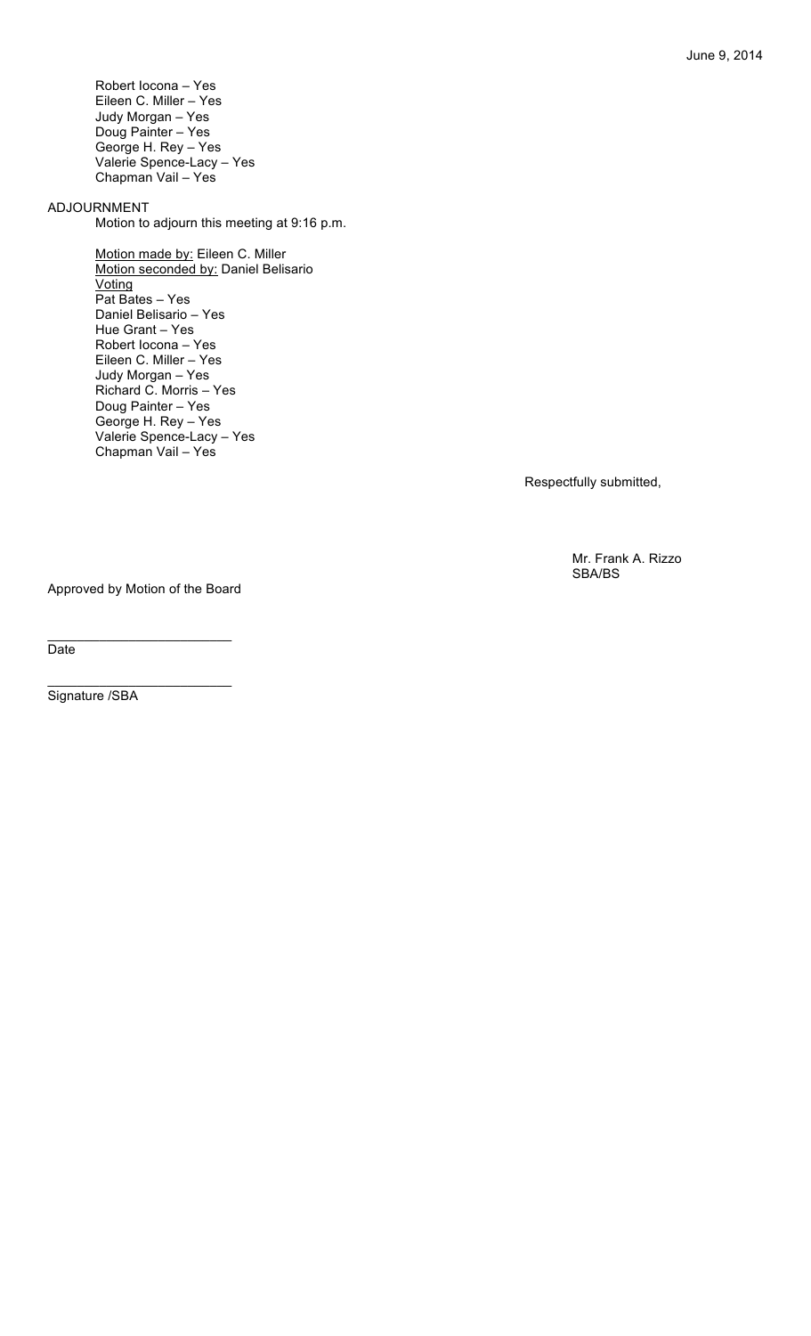Robert Iocona – Yes
Eileen C. Miller – Yes
Judy Morgan – Yes
Doug Painter – Yes
George H. Rey – Yes
Valerie Spence-Lacy – Yes
Chapman Vail – Yes

ADJOURNMENT

Motion to adjourn this meeting at 9:16 p.m.

Motion made by: Eileen C. Miller
Motion seconded by: Daniel Belisario
Voting
Pat Bates – Yes
Daniel Belisario – Yes
Hue Grant – Yes
Robert Iocona – Yes
Eileen C. Miller – Yes
Judy Morgan – Yes
Richard C. Morris – Yes
Doug Painter – Yes
George H. Rey – Yes
Valerie Spence-Lacy – Yes
Chapman Vail – Yes

Respectfully submitted,

Mr. Frank A. Rizzo
SBA/BS

Approved by Motion of the Board

_________________________
Date

_________________________
Signature /SBA